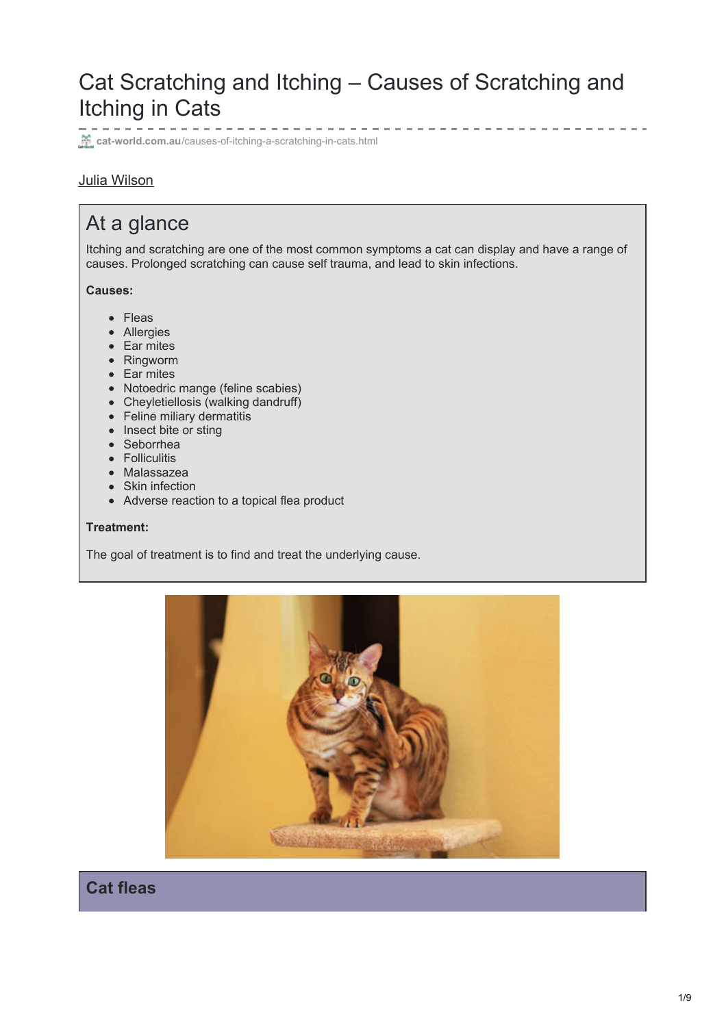# Cat Scratching and Itching – Causes of Scratching and Itching in Cats

cat-world.com.au/causes-of-itching-a-scratching-in-cats.html

Julia Wilson

## At a glance

Itching and scratching are one of the most common symptoms a cat can display and have a range of causes. Prolonged scratching can cause self trauma, and lead to skin infections.

**Causes:**

- Fleas
- Allergies
- Ear mites
- Ringworm
- Ear mites
- Notoedric mange (feline scabies)
- Cheyletiellosis (walking dandruff)
- Feline miliary dermatitis
- Insect bite or sting
- Seborrhea
- Folliculitis
- Malassazea
- Skin infection
- Adverse reaction to a topical flea product

**Treatment:**

The goal of treatment is to find and treat the underlying cause.

## Cat fleas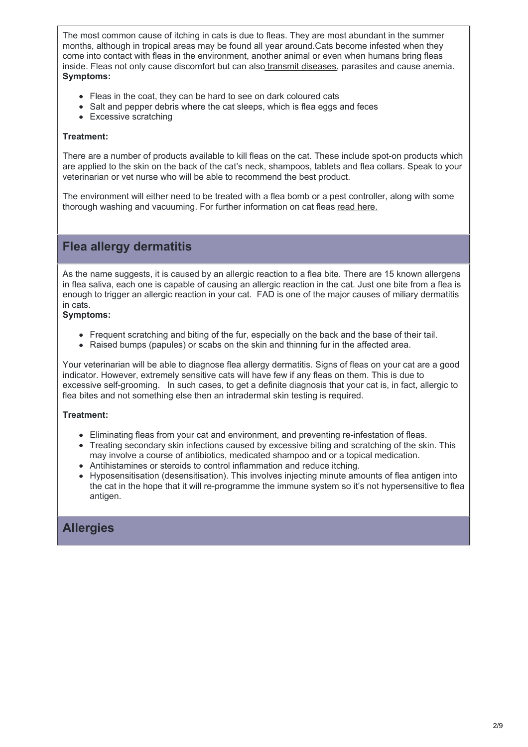The most common cause of itching in cats is due to fleas. They are most abundant in the summer months, although in tropical areas may be found all year around.Cats become infested when they come into contact with fleas in the environment, another animal or even when humans bring fleas inside. Fleas not only cause discomfort but can also transmit diseases, parasites and cause anemia.

**Symptoms:**

- Fleas in the coat, they can be hard to see on dark coloured cats
- Salt and pepper debris where the cat sleeps, which is flea eggs and feces
- Excessive scratching

**Treatment:**

There are a number of products available to kill fleas on the cat. These include spot-on products which are applied to the skin on the back of the cat's neck, shampoos, tablets and flea collars. Speak to your veterinarian or vet nurse who will be able to recommend the best product.

The environment will either need to be treated with a flea bomb or a pest controller, along with some thorough washing and vacuuming. For further information on cat fleas read here.

## Flea allergy dermatitis

As the name suggests, it is caused by an allergic reaction to a flea bite. There are 15 known allergens in flea saliva, each one is capable of causing an allergic reaction in the cat. Just one bite from a flea is enough to trigger an allergic reaction in your cat. FAD is one of the major causes of miliary dermatitis in cats.

**Symptoms:**

- Frequent scratching and biting of the fur, especially on the back and the base of their tail.
- Raised bumps (papules) or scabs on the skin and thinning fur in the affected area.

Your veterinarian will be able to diagnose flea allergy dermatitis. Signs of fleas on your cat are a good indicator. However, extremely sensitive cats will have few if any fleas on them. This is due to excessive self-grooming. In such cases, to get a definite diagnosis that your cat is, in fact, allergic to flea bites and not something else then an intradermal skin testing is required.

**Treatment:**

- Eliminating fleas from your cat and environment, and preventing re-infestation of fleas.
- Treating secondary skin infections caused by excessive biting and scratching of the skin. This may involve a course of antibiotics, medicated shampoo and or a topical medication.
- Antihistamines or steroids to control inflammation and reduce itching.
- Hyposensitisation (desensitisation). This involves injecting minute amounts of flea antigen into the cat in the hope that it will re-programme the immune system so it's not hypersensitive to flea antigen.

## Allergies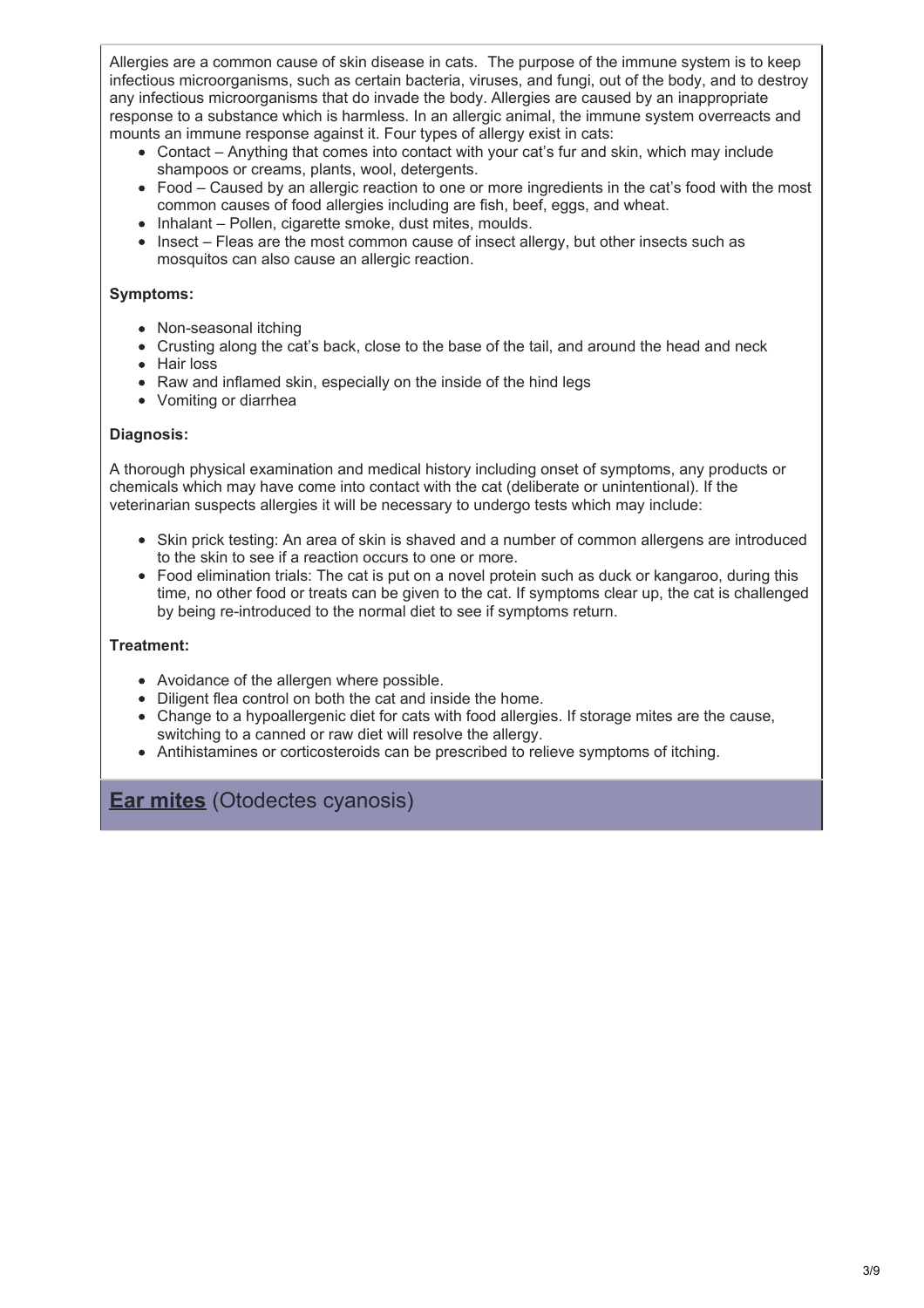Allergies are a common cause of skin disease in cats.  The purpose of the immune system is to keep infectious microorganisms, such as certain bacteria, viruses, and fungi, out of the body, and to destroy any infectious microorganisms that do invade the body. Allergies are caused by an inappropriate response to a substance which is harmless. In an allergic animal, the immune system overreacts and mounts an immune response against it. Four types of allergy exist in cats:

- Contact – Anything that comes into contact with your cat's fur and skin, which may include shampoos or creams, plants, wool, detergents.
- Food – Caused by an allergic reaction to one or more ingredients in the cat's food with the most common causes of food allergies including are fish, beef, eggs, and wheat.
- Inhalant – Pollen, cigarette smoke, dust mites, moulds.
- Insect – Fleas are the most common cause of insect allergy, but other insects such as mosquitos can also cause an allergic reaction.

**Symptoms:**

- Non-seasonal itching
- Crusting along the cat's back, close to the base of the tail, and around the head and neck
- Hair loss
- Raw and inflamed skin, especially on the inside of the hind legs
- Vomiting or diarrhea

**Diagnosis:**

A thorough physical examination and medical history including onset of symptoms, any products or chemicals which may have come into contact with the cat (deliberate or unintentional). If the veterinarian suspects allergies it will be necessary to undergo tests which may include:

- Skin prick testing: An area of skin is shaved and a number of common allergens are introduced to the skin to see if a reaction occurs to one or more.
- Food elimination trials: The cat is put on a novel protein such as duck or kangaroo, during this time, no other food or treats can be given to the cat. If symptoms clear up, the cat is challenged by being re-introduced to the normal diet to see if symptoms return.

**Treatment:**

- Avoidance of the allergen where possible.
- Diligent flea control on both the cat and inside the home.
- Change to a hypoallergenic diet for cats with food allergies. If storage mites are the cause, switching to a canned or raw diet will resolve the allergy.
- Antihistamines or corticosteroids can be prescribed to relieve symptoms of itching.

## **Ear mites** (Otodectes cyanosis)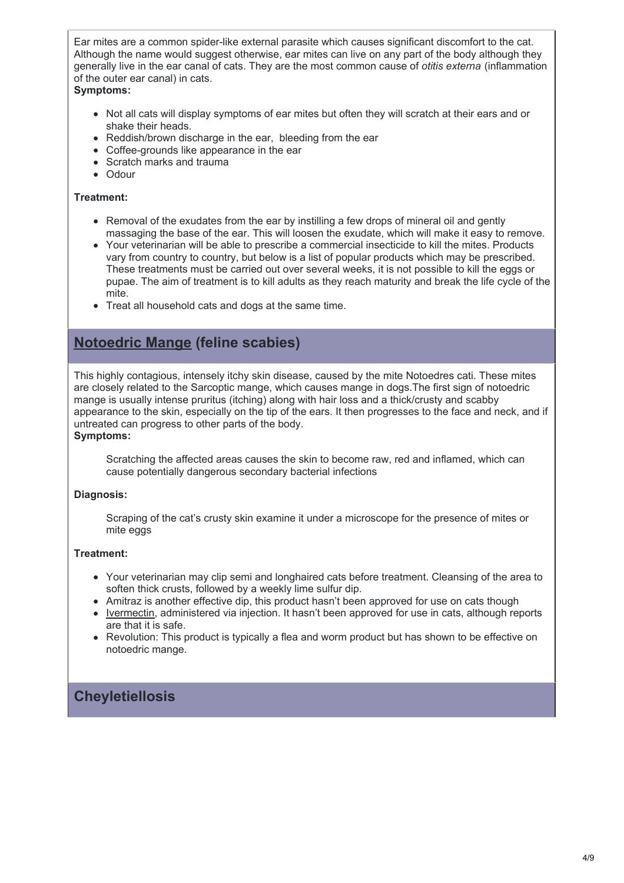Ear mites are a common spider-like external parasite which causes significant discomfort to the cat. Although the name would suggest otherwise, ear mites can live on any part of the body although they generally live in the ear canal of cats. They are the most common cause of *otitis externa* (inflammation of the outer ear canal) in cats.

**Symptoms:**

- Not all cats will display symptoms of ear mites but often they will scratch at their ears and or shake their heads.
- Reddish/brown discharge in the ear, bleeding from the ear
- Coffee-grounds like appearance in the ear
- Scratch marks and trauma
- Odour

**Treatment:**

- Removal of the exudates from the ear by instilling a few drops of mineral oil and gently massaging the base of the ear. This will loosen the exudate, which will make it easy to remove.
- Your veterinarian will be able to prescribe a commercial insecticide to kill the mites. Products vary from country to country, but below is a list of popular products which may be prescribed. These treatments must be carried out over several weeks, it is not possible to kill the eggs or pupae. The aim of treatment is to kill adults as they reach maturity and break the life cycle of the mite.
- Treat all household cats and dogs at the same time.

## Notoedric Mange (feline scabies)

This highly contagious, intensely itchy skin disease, caused by the mite Notoedres cati. These mites are closely related to the Sarcoptic mange, which causes mange in dogs.The first sign of notoedric mange is usually intense pruritus (itching) along with hair loss and a thick/crusty and scabby appearance to the skin, especially on the tip of the ears. It then progresses to the face and neck, and if untreated can progress to other parts of the body.

**Symptoms:**

Scratching the affected areas causes the skin to become raw, red and inflamed, which can cause potentially dangerous secondary bacterial infections

**Diagnosis:**

Scraping of the cat's crusty skin examine it under a microscope for the presence of mites or mite eggs

**Treatment:**

- Your veterinarian may clip semi and longhaired cats before treatment. Cleansing of the area to soften thick crusts, followed by a weekly lime sulfur dip.
- Amitraz is another effective dip, this product hasn't been approved for use on cats though
- Ivermectin, administered via injection. It hasn't been approved for use in cats, although reports are that it is safe.
- Revolution: This product is typically a flea and worm product but has shown to be effective on notoedric mange.

## Cheyletiellosis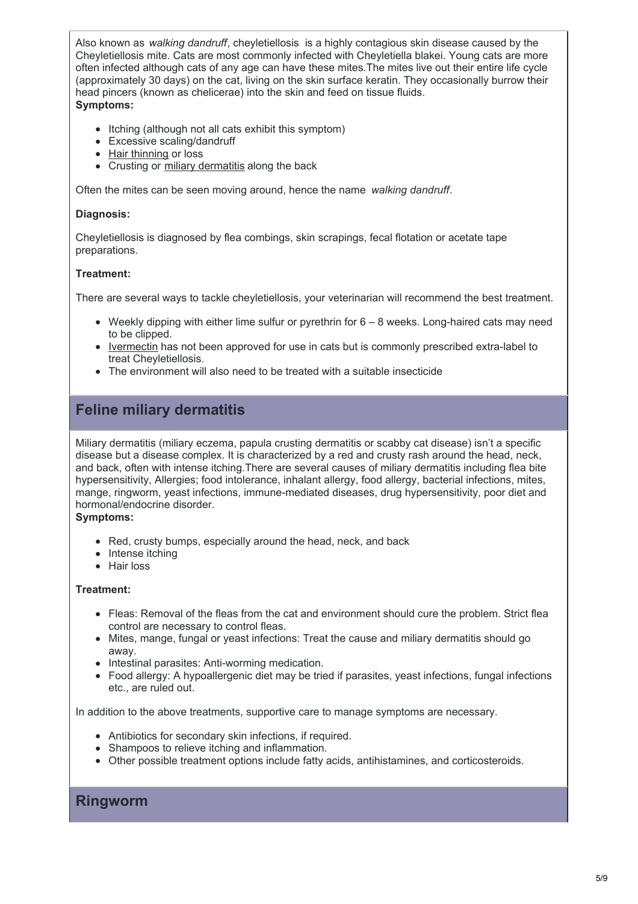Also known as *walking dandruff*, cheyletiellosis is a highly contagious skin disease caused by the Cheyletiellosis mite. Cats are most commonly infected with Cheyletiella blakei. Young cats are more often infected although cats of any age can have these mites.The mites live out their entire life cycle (approximately 30 days) on the cat, living on the skin surface keratin. They occasionally burrow their head pincers (known as chelicerae) into the skin and feed on tissue fluids.

**Symptoms:**

- Itching (although not all cats exhibit this symptom)
- Excessive scaling/dandruff
- Hair thinning or loss
- Crusting or miliary dermatitis along the back

Often the mites can be seen moving around, hence the name *walking dandruff*.

**Diagnosis:**

Cheyletiellosis is diagnosed by flea combings, skin scrapings, fecal flotation or acetate tape preparations.

**Treatment:**

There are several ways to tackle cheyletiellosis, your veterinarian will recommend the best treatment.

- Weekly dipping with either lime sulfur or pyrethrin for 6 – 8 weeks. Long-haired cats may need to be clipped.
- Ivermectin has not been approved for use in cats but is commonly prescribed extra-label to treat Cheyletiellosis.
- The environment will also need to be treated with a suitable insecticide

## Feline miliary dermatitis

Miliary dermatitis (miliary eczema, papula crusting dermatitis or scabby cat disease) isn't a specific disease but a disease complex. It is characterized by a red and crusty rash around the head, neck, and back, often with intense itching.There are several causes of miliary dermatitis including flea bite hypersensitivity, Allergies; food intolerance, inhalant allergy, food allergy, bacterial infections, mites, mange, ringworm, yeast infections, immune-mediated diseases, drug hypersensitivity, poor diet and hormonal/endocrine disorder.

**Symptoms:**

- Red, crusty bumps, especially around the head, neck, and back
- Intense itching
- Hair loss

**Treatment:**

- Fleas: Removal of the fleas from the cat and environment should cure the problem. Strict flea control are necessary to control fleas.
- Mites, mange, fungal or yeast infections: Treat the cause and miliary dermatitis should go away.
- Intestinal parasites: Anti-worming medication.
- Food allergy: A hypoallergenic diet may be tried if parasites, yeast infections, fungal infections etc., are ruled out.

In addition to the above treatments, supportive care to manage symptoms are necessary.

- Antibiotics for secondary skin infections, if required.
- Shampoos to relieve itching and inflammation.
- Other possible treatment options include fatty acids, antihistamines, and corticosteroids.

## Ringworm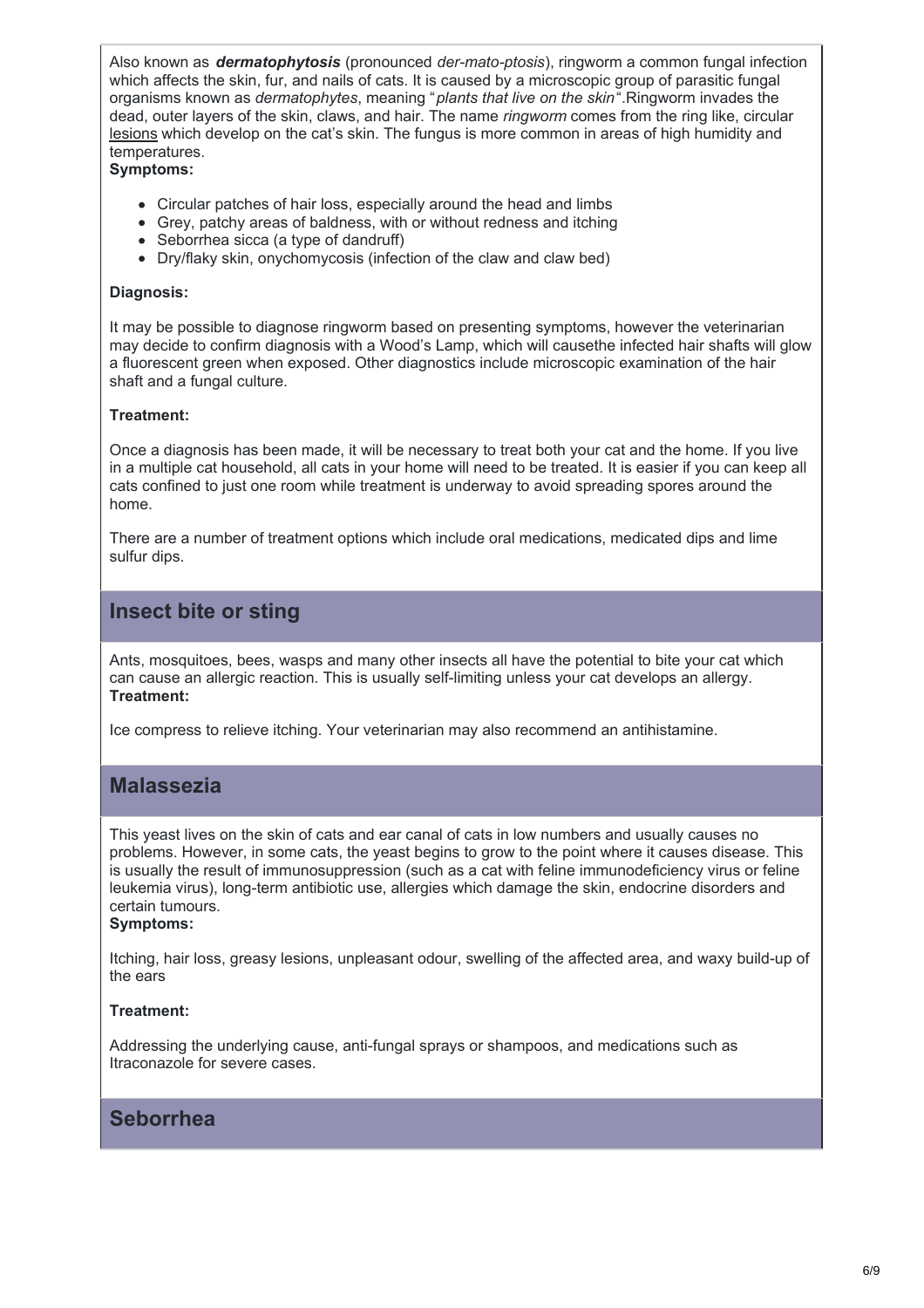Also known as ***dermatophytosis*** (pronounced *der-mato-ptosis*), ringworm a common fungal infection which affects the skin, fur, and nails of cats. It is caused by a microscopic group of parasitic fungal organisms known as *dermatophytes*, meaning "*plants that live on the skin*".Ringworm invades the dead, outer layers of the skin, claws, and hair. The name *ringworm* comes from the ring like, circular lesions which develop on the cat's skin. The fungus is more common in areas of high humidity and temperatures.

**Symptoms:**

- Circular patches of hair loss, especially around the head and limbs
- Grey, patchy areas of baldness, with or without redness and itching
- Seborrhea sicca (a type of dandruff)
- Dry/flaky skin, onychomycosis (infection of the claw and claw bed)

**Diagnosis:**

It may be possible to diagnose ringworm based on presenting symptoms, however the veterinarian may decide to confirm diagnosis with a Wood's Lamp, which will causethe infected hair shafts will glow a fluorescent green when exposed. Other diagnostics include microscopic examination of the hair shaft and a fungal culture.

**Treatment:**

Once a diagnosis has been made, it will be necessary to treat both your cat and the home. If you live in a multiple cat household, all cats in your home will need to be treated. It is easier if you can keep all cats confined to just one room while treatment is underway to avoid spreading spores around the home.

There are a number of treatment options which include oral medications, medicated dips and lime sulfur dips.

## Insect bite or sting

Ants, mosquitoes, bees, wasps and many other insects all have the potential to bite your cat which can cause an allergic reaction. This is usually self-limiting unless your cat develops an allergy.

**Treatment:**

Ice compress to relieve itching. Your veterinarian may also recommend an antihistamine.

## Malassezia

This yeast lives on the skin of cats and ear canal of cats in low numbers and usually causes no problems. However, in some cats, the yeast begins to grow to the point where it causes disease. This is usually the result of immunosuppression (such as a cat with feline immunodeficiency virus or feline leukemia virus), long-term antibiotic use, allergies which damage the skin, endocrine disorders and certain tumours.

**Symptoms:**

Itching, hair loss, greasy lesions, unpleasant odour, swelling of the affected area, and waxy build-up of the ears

**Treatment:**

Addressing the underlying cause, anti-fungal sprays or shampoos, and medications such as Itraconazole for severe cases.

## Seborrhea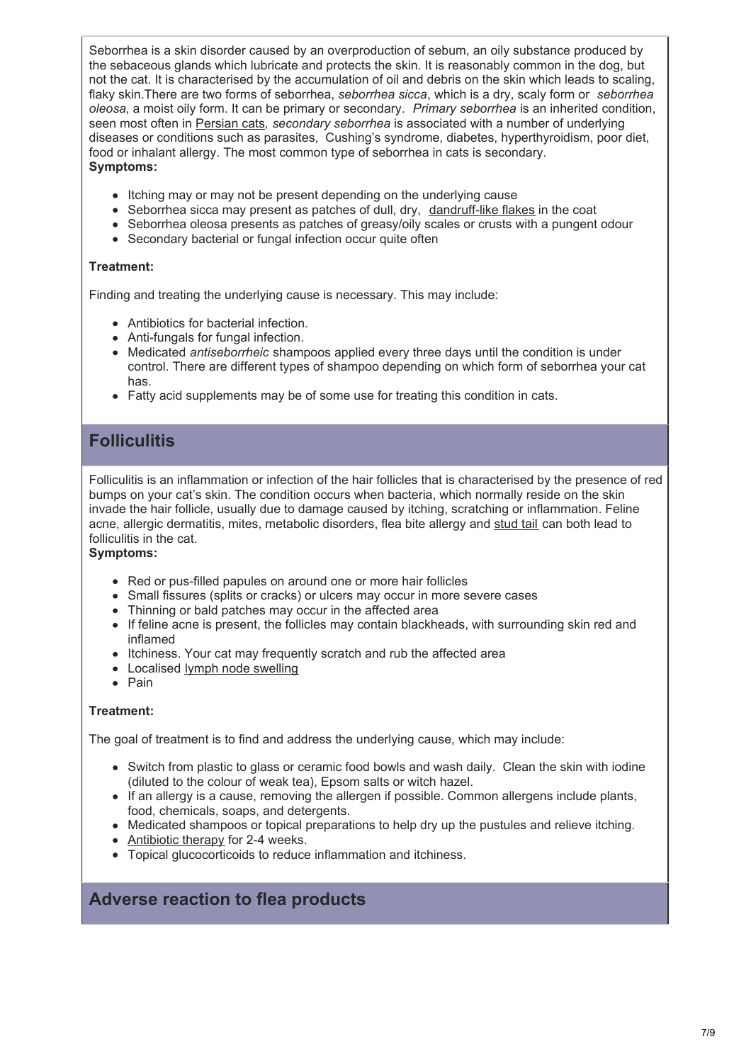Seborrhea is a skin disorder caused by an overproduction of sebum, an oily substance produced by the sebaceous glands which lubricate and protects the skin. It is reasonably common in the dog, but not the cat. It is characterised by the accumulation of oil and debris on the skin which leads to scaling, flaky skin.There are two forms of seborrhea, *seborrhea sicca*, which is a dry, scaly form or *seborrhea oleosa*, a moist oily form. It can be primary or secondary. *Primary seborrhea* is an inherited condition, seen most often in Persian cats, *secondary seborrhea* is associated with a number of underlying diseases or conditions such as parasites, Cushing's syndrome, diabetes, hyperthyroidism, poor diet, food or inhalant allergy. The most common type of seborrhea in cats is secondary.

**Symptoms:**

- Itching may or may not be present depending on the underlying cause
- Seborrhea sicca may present as patches of dull, dry, dandruff-like flakes in the coat
- Seborrhea oleosa presents as patches of greasy/oily scales or crusts with a pungent odour
- Secondary bacterial or fungal infection occur quite often

**Treatment:**

Finding and treating the underlying cause is necessary. This may include:

- Antibiotics for bacterial infection.
- Anti-fungals for fungal infection.
- Medicated *antiseborrheic* shampoos applied every three days until the condition is under control. There are different types of shampoo depending on which form of seborrhea your cat has.
- Fatty acid supplements may be of some use for treating this condition in cats.

## Folliculitis

Folliculitis is an inflammation or infection of the hair follicles that is characterised by the presence of red bumps on your cat's skin. The condition occurs when bacteria, which normally reside on the skin invade the hair follicle, usually due to damage caused by itching, scratching or inflammation. Feline acne, allergic dermatitis, mites, metabolic disorders, flea bite allergy and stud tail can both lead to folliculitis in the cat.

**Symptoms:**

- Red or pus-filled papules on around one or more hair follicles
- Small fissures (splits or cracks) or ulcers may occur in more severe cases
- Thinning or bald patches may occur in the affected area
- If feline acne is present, the follicles may contain blackheads, with surrounding skin red and inflamed
- Itchiness. Your cat may frequently scratch and rub the affected area
- Localised lymph node swelling
- Pain

**Treatment:**

The goal of treatment is to find and address the underlying cause, which may include:

- Switch from plastic to glass or ceramic food bowls and wash daily. Clean the skin with iodine (diluted to the colour of weak tea), Epsom salts or witch hazel.
- If an allergy is a cause, removing the allergen if possible. Common allergens include plants, food, chemicals, soaps, and detergents.
- Medicated shampoos or topical preparations to help dry up the pustules and relieve itching.
- Antibiotic therapy for 2-4 weeks.
- Topical glucocorticoids to reduce inflammation and itchiness.

## Adverse reaction to flea products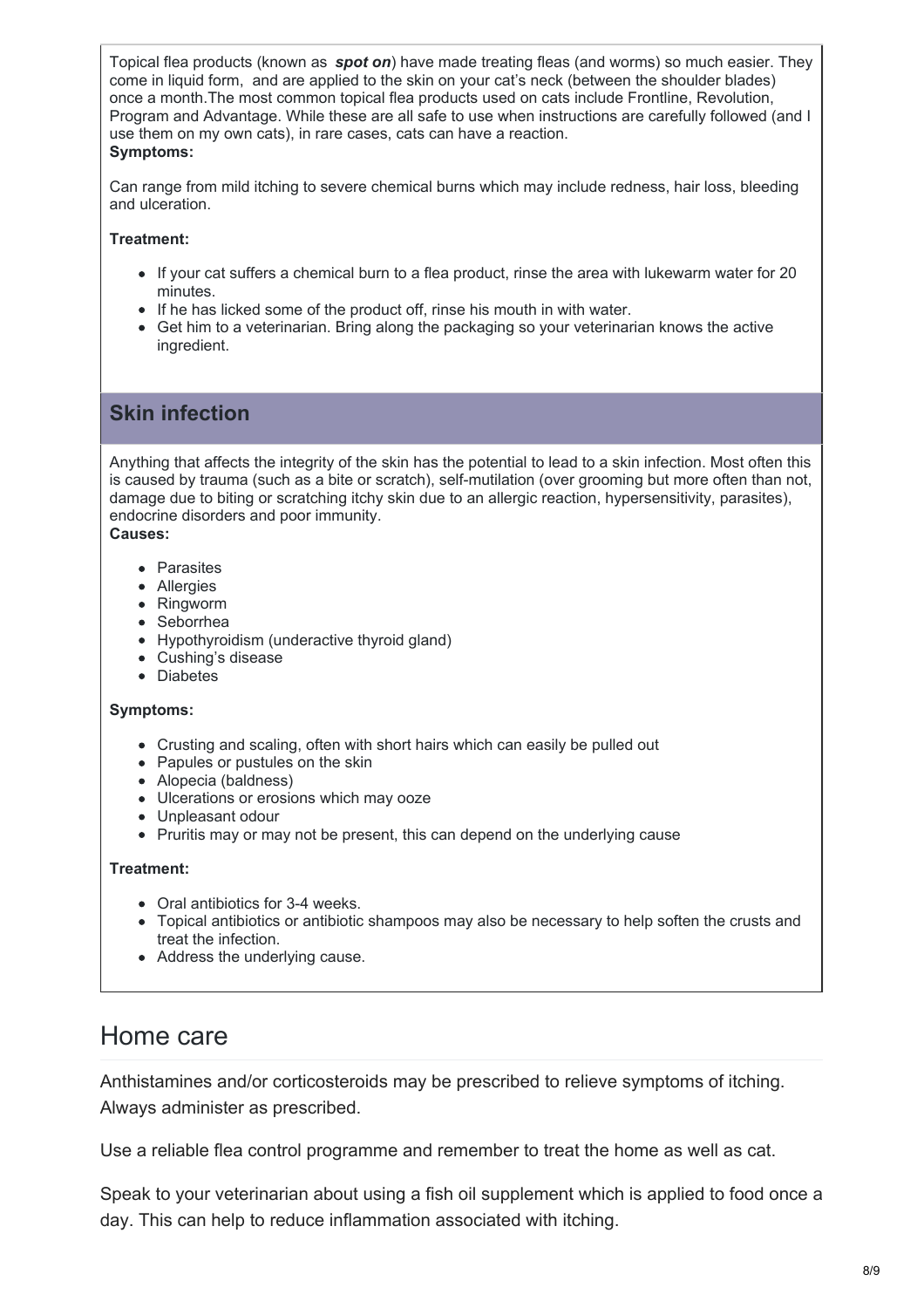Topical flea products (known as ***spot on***) have made treating fleas (and worms) so much easier. They come in liquid form, and are applied to the skin on your cat's neck (between the shoulder blades) once a month.The most common topical flea products used on cats include Frontline, Revolution, Program and Advantage. While these are all safe to use when instructions are carefully followed (and I use them on my own cats), in rare cases, cats can have a reaction.

**Symptoms:**

Can range from mild itching to severe chemical burns which may include redness, hair loss, bleeding and ulceration.

**Treatment:**

- If your cat suffers a chemical burn to a flea product, rinse the area with lukewarm water for 20 minutes.
- If he has licked some of the product off, rinse his mouth in with water.
- Get him to a veterinarian. Bring along the packaging so your veterinarian knows the active ingredient.

### Skin infection

Anything that affects the integrity of the skin has the potential to lead to a skin infection. Most often this is caused by trauma (such as a bite or scratch), self-mutilation (over grooming but more often than not, damage due to biting or scratching itchy skin due to an allergic reaction, hypersensitivity, parasites), endocrine disorders and poor immunity.

**Causes:**

- Parasites
- Allergies
- Ringworm
- Seborrhea
- Hypothyroidism (underactive thyroid gland)
- Cushing's disease
- Diabetes

**Symptoms:**

- Crusting and scaling, often with short hairs which can easily be pulled out
- Papules or pustules on the skin
- Alopecia (baldness)
- Ulcerations or erosions which may ooze
- Unpleasant odour
- Pruritis may or may not be present, this can depend on the underlying cause

**Treatment:**

- Oral antibiotics for 3-4 weeks.
- Topical antibiotics or antibiotic shampoos may also be necessary to help soften the crusts and treat the infection.
- Address the underlying cause.

## Home care

Anthistamines and/or corticosteroids may be prescribed to relieve symptoms of itching. Always administer as prescribed.

Use a reliable flea control programme and remember to treat the home as well as cat.

Speak to your veterinarian about using a fish oil supplement which is applied to food once a day. This can help to reduce inflammation associated with itching.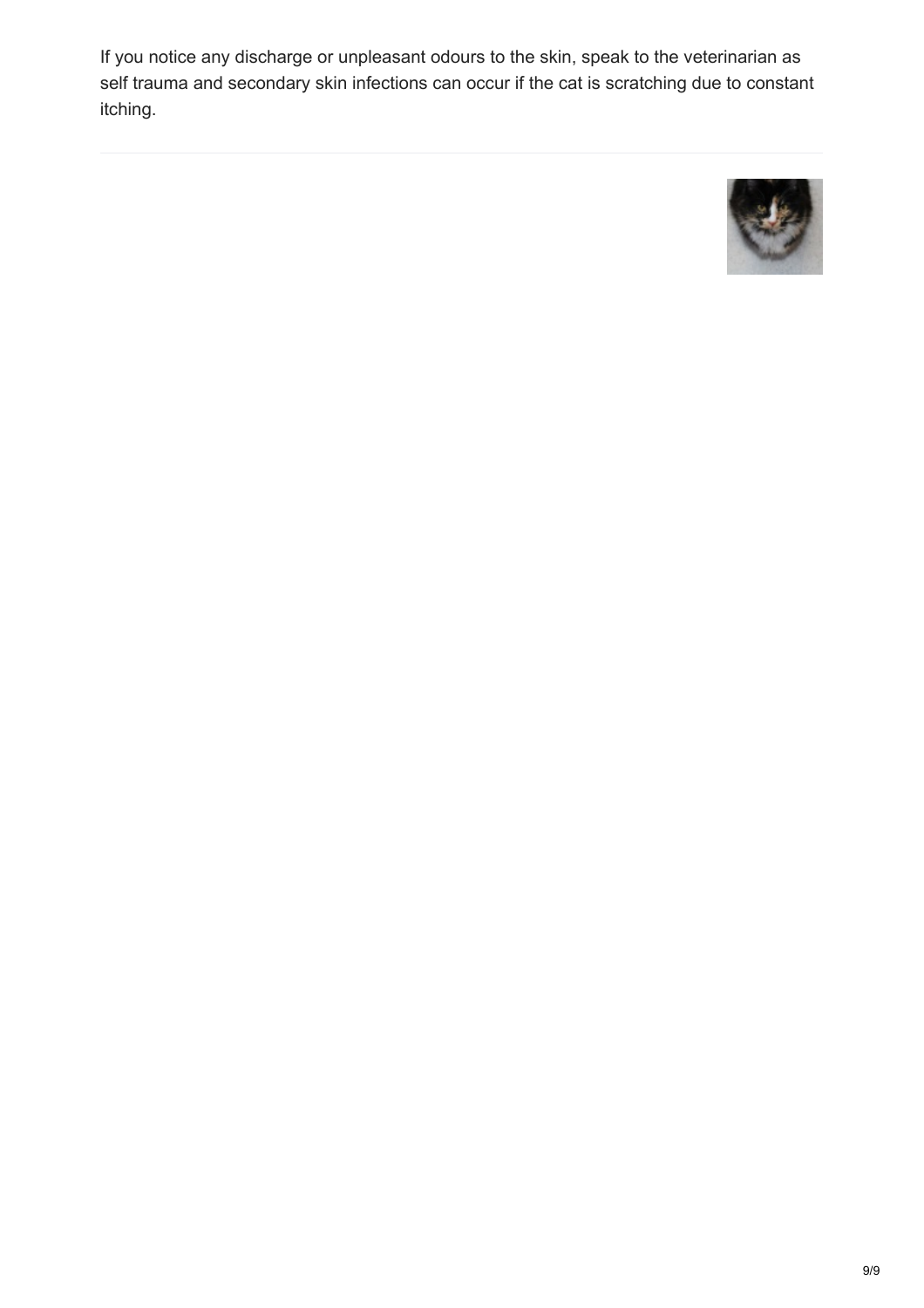If you notice any discharge or unpleasant odours to the skin, speak to the veterinarian as self trauma and secondary skin infections can occur if the cat is scratching due to constant itching.

---